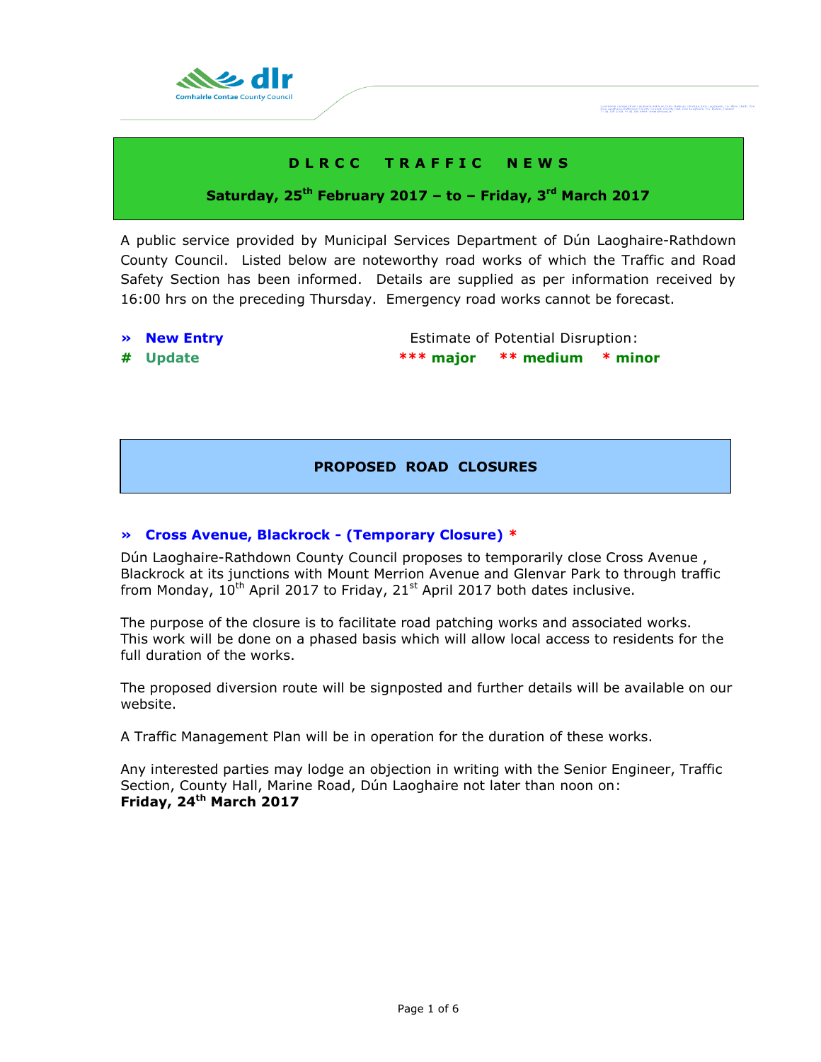# D L R C C   T R A F F I C   N E W S

**Saturday, 25th February 2017 – to – Friday, 3rd March 2017**

A public service provided by Municipal Services Department of Dún Laoghaire-Rathdown County Council. Listed below are noteworthy road works of which the Traffic and Road Safety Section has been informed. Details are supplied as per information received by 16:00 hrs on the preceding Thursday. Emergency road works cannot be forecast.

**» New Entry** — Estimate of Potential Disruption:

**# Update** — *** **major** ** **medium** * **minor**

## PROPOSED ROAD CLOSURES

### » Cross Avenue, Blackrock - (Temporary Closure) *

Dún Laoghaire-Rathdown County Council proposes to temporarily close Cross Avenue , Blackrock at its junctions with Mount Merrion Avenue and Glenvar Park to through traffic from Monday, 10th April 2017 to Friday, 21st April 2017 both dates inclusive.

The purpose of the closure is to facilitate road patching works and associated works. This work will be done on a phased basis which will allow local access to residents for the full duration of the works.

The proposed diversion route will be signposted and further details will be available on our website.

A Traffic Management Plan will be in operation for the duration of these works.

Any interested parties may lodge an objection in writing with the Senior Engineer, Traffic Section, County Hall, Marine Road, Dún Laoghaire not later than noon on:
**Friday, 24th March 2017**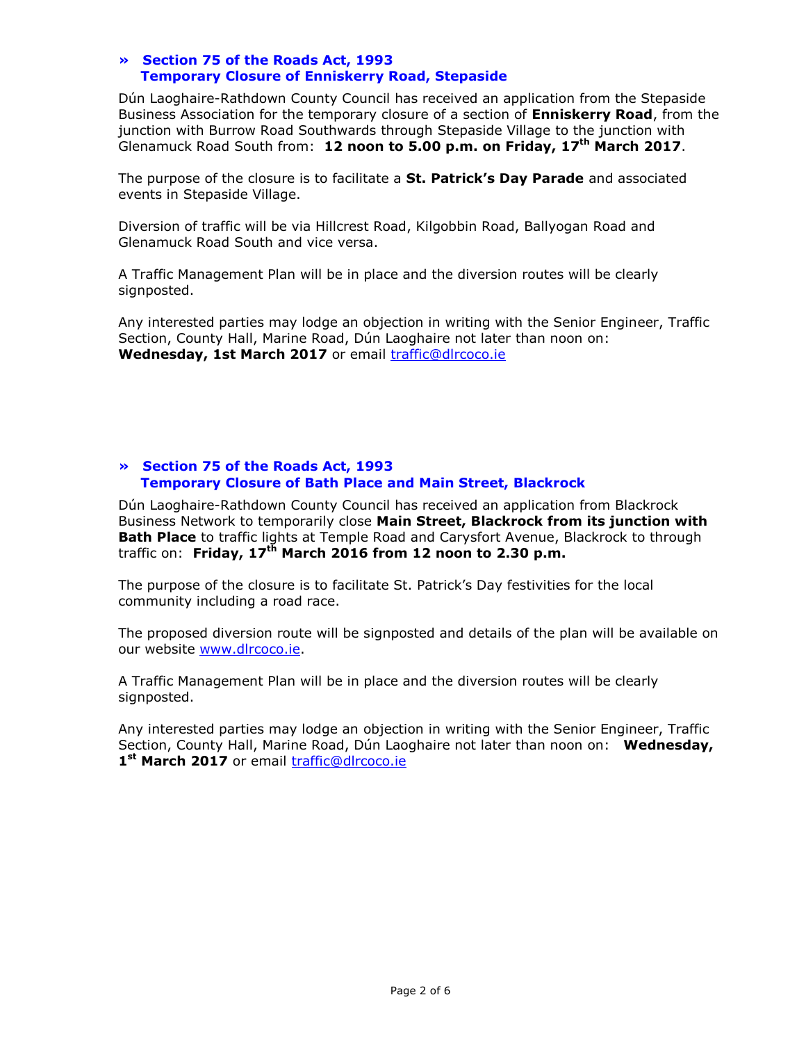## » Section 75 of the Roads Act, 1993
## Temporary Closure of Enniskerry Road, Stepaside

Dún Laoghaire-Rathdown County Council has received an application from the Stepaside Business Association for the temporary closure of a section of **Enniskerry Road**, from the junction with Burrow Road Southwards through Stepaside Village to the junction with Glenamuck Road South from: **12 noon to 5.00 p.m. on Friday, 17th March 2017**.

The purpose of the closure is to facilitate a **St. Patrick's Day Parade** and associated events in Stepaside Village.

Diversion of traffic will be via Hillcrest Road, Kilgobbin Road, Ballyogan Road and Glenamuck Road South and vice versa.

A Traffic Management Plan will be in place and the diversion routes will be clearly signposted.

Any interested parties may lodge an objection in writing with the Senior Engineer, Traffic Section, County Hall, Marine Road, Dún Laoghaire not later than noon on: **Wednesday, 1st March 2017** or email traffic@dlrcoco.ie

## » Section 75 of the Roads Act, 1993
## Temporary Closure of Bath Place and Main Street, Blackrock

Dún Laoghaire-Rathdown County Council has received an application from Blackrock Business Network to temporarily close **Main Street, Blackrock from its junction with Bath Place** to traffic lights at Temple Road and Carysfort Avenue, Blackrock to through traffic on: **Friday, 17th March 2016 from 12 noon to 2.30 p.m.**

The purpose of the closure is to facilitate St. Patrick's Day festivities for the local community including a road race.

The proposed diversion route will be signposted and details of the plan will be available on our website www.dlrcoco.ie.

A Traffic Management Plan will be in place and the diversion routes will be clearly signposted.

Any interested parties may lodge an objection in writing with the Senior Engineer, Traffic Section, County Hall, Marine Road, Dún Laoghaire not later than noon on: **Wednesday, 1st March 2017** or email traffic@dlrcoco.ie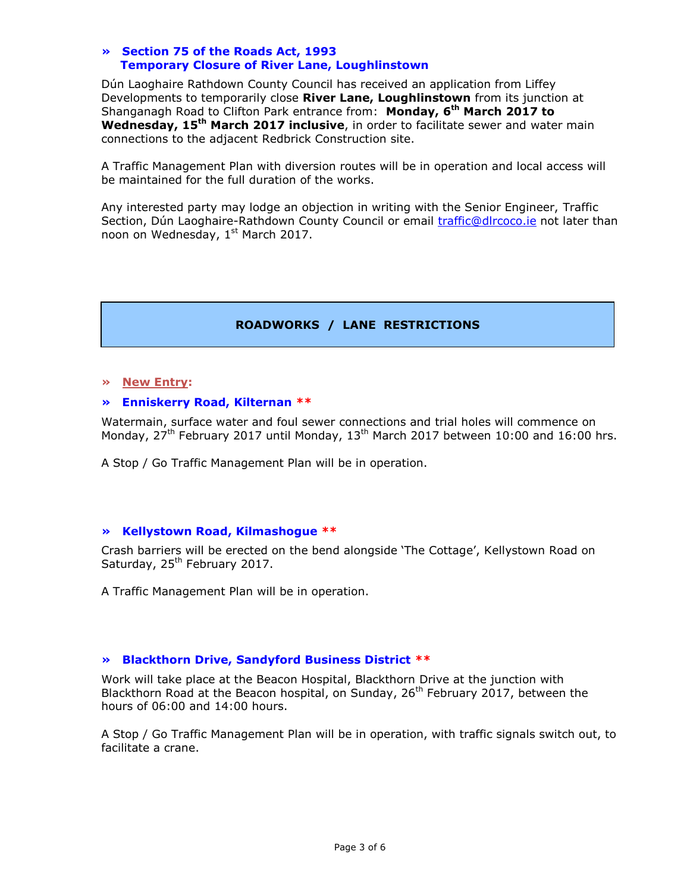### » Section 75 of the Roads Act, 1993
### Temporary Closure of River Lane, Loughlinstown

Dún Laoghaire Rathdown County Council has received an application from Liffey Developments to temporarily close **River Lane, Loughlinstown** from its junction at Shanganagh Road to Clifton Park entrance from: **Monday, 6th March 2017 to Wednesday, 15th March 2017 inclusive**, in order to facilitate sewer and water main connections to the adjacent Redbrick Construction site.

A Traffic Management Plan with diversion routes will be in operation and local access will be maintained for the full duration of the works.

Any interested party may lodge an objection in writing with the Senior Engineer, Traffic Section, Dún Laoghaire-Rathdown County Council or email traffic@dlrcoco.ie not later than noon on Wednesday, 1st March 2017.

## ROADWORKS / LANE RESTRICTIONS

» **New Entry:**

### » Enniskerry Road, Kilternan **

Watermain, surface water and foul sewer connections and trial holes will commence on Monday, 27th February 2017 until Monday, 13th March 2017 between 10:00 and 16:00 hrs.

A Stop / Go Traffic Management Plan will be in operation.

### » Kellystown Road, Kilmashogue **

Crash barriers will be erected on the bend alongside 'The Cottage', Kellystown Road on Saturday, 25th February 2017.

A Traffic Management Plan will be in operation.

### » Blackthorn Drive, Sandyford Business District **

Work will take place at the Beacon Hospital, Blackthorn Drive at the junction with Blackthorn Road at the Beacon hospital, on Sunday, 26th February 2017, between the hours of 06:00 and 14:00 hours.

A Stop / Go Traffic Management Plan will be in operation, with traffic signals switch out, to facilitate a crane.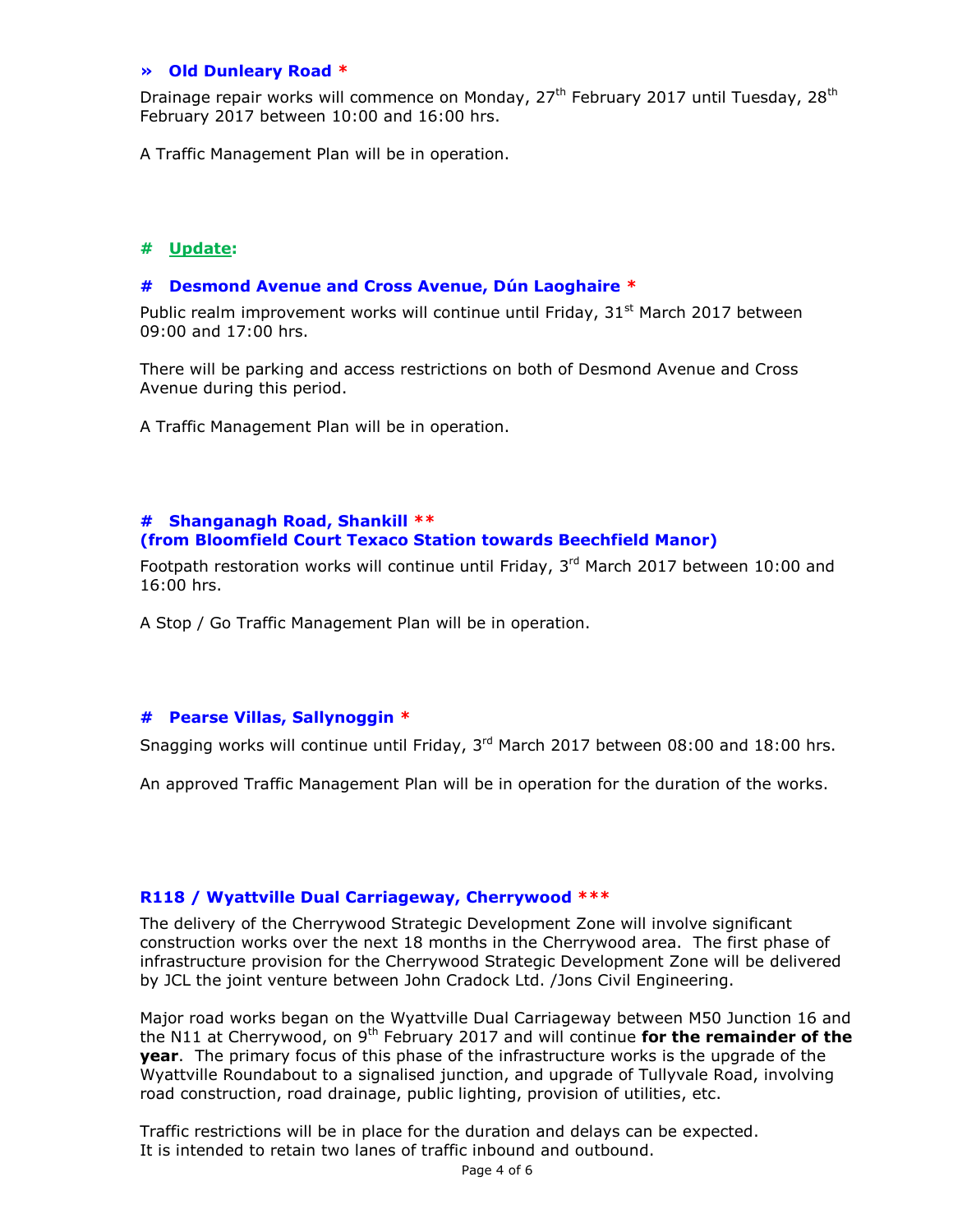### » Old Dunleary Road *

Drainage repair works will commence on Monday, 27th February 2017 until Tuesday, 28th February 2017 between 10:00 and 16:00 hrs.

A Traffic Management Plan will be in operation.

## # Update:

### # Desmond Avenue and Cross Avenue, Dún Laoghaire *

Public realm improvement works will continue until Friday, 31st March 2017 between 09:00 and 17:00 hrs.

There will be parking and access restrictions on both of Desmond Avenue and Cross Avenue during this period.

A Traffic Management Plan will be in operation.

### # Shanganagh Road, Shankill ** (from Bloomfield Court Texaco Station towards Beechfield Manor)

Footpath restoration works will continue until Friday, 3rd March 2017 between 10:00 and 16:00 hrs.

A Stop / Go Traffic Management Plan will be in operation.

### # Pearse Villas, Sallynoggin *

Snagging works will continue until Friday, 3rd March 2017 between 08:00 and 18:00 hrs.

An approved Traffic Management Plan will be in operation for the duration of the works.

### R118 / Wyattville Dual Carriageway, Cherrywood ***

The delivery of the Cherrywood Strategic Development Zone will involve significant construction works over the next 18 months in the Cherrywood area. The first phase of infrastructure provision for the Cherrywood Strategic Development Zone will be delivered by JCL the joint venture between John Cradock Ltd. /Jons Civil Engineering.

Major road works began on the Wyattville Dual Carriageway between M50 Junction 16 and the N11 at Cherrywood, on 9th February 2017 and will continue **for the remainder of the year**. The primary focus of this phase of the infrastructure works is the upgrade of the Wyattville Roundabout to a signalised junction, and upgrade of Tullyvale Road, involving road construction, road drainage, public lighting, provision of utilities, etc.

Traffic restrictions will be in place for the duration and delays can be expected.
It is intended to retain two lanes of traffic inbound and outbound.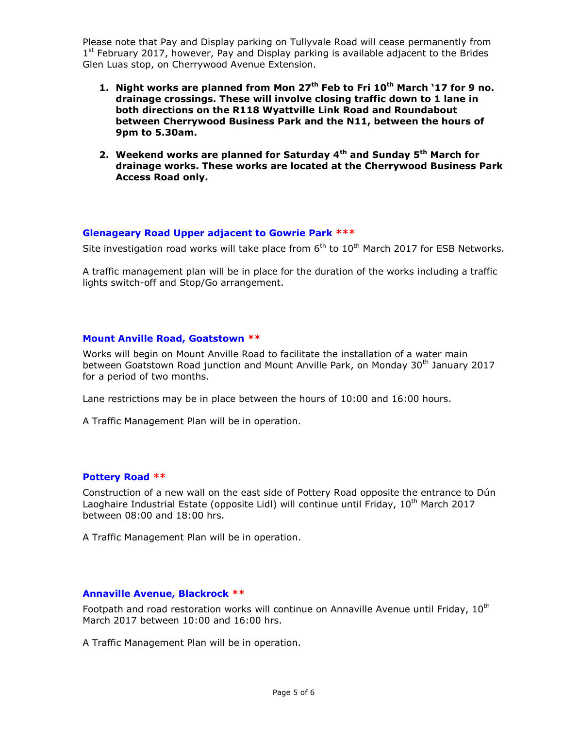Please note that Pay and Display parking on Tullyvale Road will cease permanently from 1st February 2017, however, Pay and Display parking is available adjacent to the Brides Glen Luas stop, on Cherrywood Avenue Extension.

1. **Night works are planned from Mon 27th Feb to Fri 10th March '17 for 9 no. drainage crossings. These will involve closing traffic down to 1 lane in both directions on the R118 Wyattville Link Road and Roundabout between Cherrywood Business Park and the N11, between the hours of 9pm to 5.30am.**

2. **Weekend works are planned for Saturday 4th and Sunday 5th March for drainage works. These works are located at the Cherrywood Business Park Access Road only.**

### Glenageary Road Upper adjacent to Gowrie Park ***

Site investigation road works will take place from 6th to 10th March 2017 for ESB Networks.

A traffic management plan will be in place for the duration of the works including a traffic lights switch-off and Stop/Go arrangement.

### Mount Anville Road, Goatstown **

Works will begin on Mount Anville Road to facilitate the installation of a water main between Goatstown Road junction and Mount Anville Park, on Monday 30th January 2017 for a period of two months.

Lane restrictions may be in place between the hours of 10:00 and 16:00 hours.

A Traffic Management Plan will be in operation.

### Pottery Road **

Construction of a new wall on the east side of Pottery Road opposite the entrance to Dún Laoghaire Industrial Estate (opposite Lidl) will continue until Friday, 10th March 2017 between 08:00 and 18:00 hrs.

A Traffic Management Plan will be in operation.

### Annaville Avenue, Blackrock **

Footpath and road restoration works will continue on Annaville Avenue until Friday, 10th March 2017 between 10:00 and 16:00 hrs.

A Traffic Management Plan will be in operation.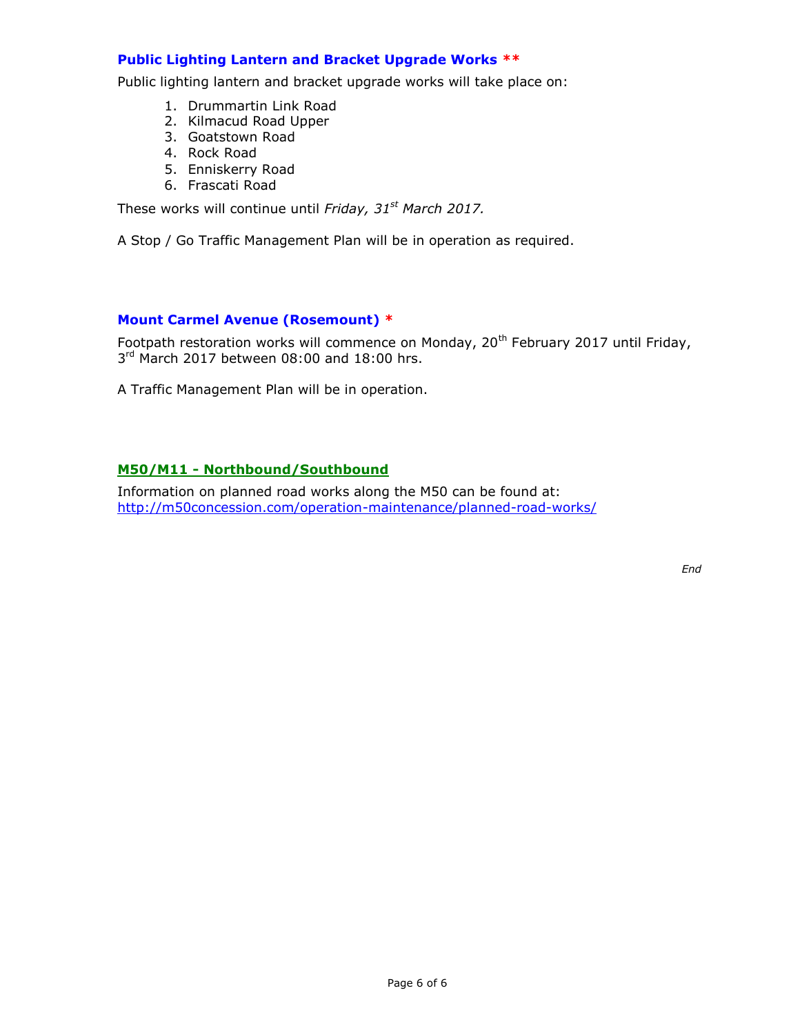### Public Lighting Lantern and Bracket Upgrade Works **

Public lighting lantern and bracket upgrade works will take place on:

1. Drummartin Link Road
2. Kilmacud Road Upper
3. Goatstown Road
4. Rock Road
5. Enniskerry Road
6. Frascati Road

These works will continue until *Friday, 31st March 2017.*

A Stop / Go Traffic Management Plan will be in operation as required.

### Mount Carmel Avenue (Rosemount) *

Footpath restoration works will commence on Monday, 20th February 2017 until Friday, 3rd March 2017 between 08:00 and 18:00 hrs.

A Traffic Management Plan will be in operation.

### M50/M11 - Northbound/Southbound

Information on planned road works along the M50 can be found at:
http://m50concession.com/operation-maintenance/planned-road-works/

*End*